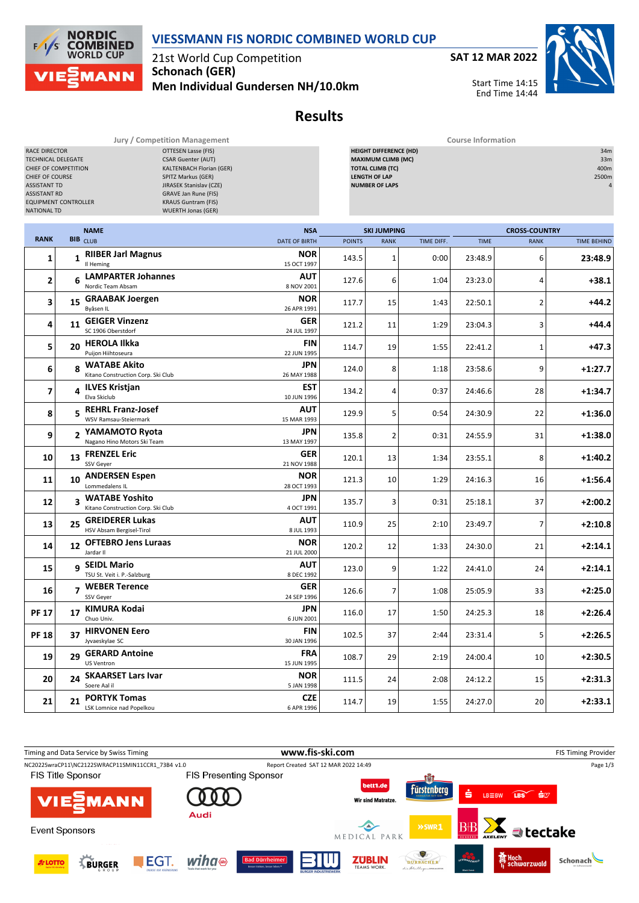# VIESSMANN FIS NORDIC COMBINED WORLD CUP

21st World Cup Competition
**Schonach (GER)**
**Men Individual Gundersen NH/10.0km**

**SAT 12 MAR 2022**
Start Time 14:15
End Time 14:44

## Results

### Jury / Competition Management

| | |
|---|---|
| RACE DIRECTOR | OTTESEN Lasse (FIS) |
| TECHNICAL DELEGATE | CSAR Guenter (AUT) |
| CHIEF OF COMPETITION | KALTENBACH Florian (GER) |
| CHIEF OF COURSE | SPITZ Markus (GER) |
| ASSISTANT TD | JIRASEK Stanislav (CZE) |
| ASSISTANT RD | GRAVE Jan Rune (FIS) |
| EQUIPMENT CONTROLLER | KRAUS Guntram (FIS) |
| NATIONAL TD | WUERTH Jonas (GER) |

### Course Information

| | |
|---|---|
| HEIGHT DIFFERENCE (HD) | 34m |
| MAXIMUM CLIMB (MC) | 33m |
| TOTAL CLIMB (TC) | 400m |
| LENGTH OF LAP | 2500m |
| NUMBER OF LAPS | 4 |

| RANK | BIB | NAME / CLUB | NSA / DATE OF BIRTH | SKI JUMPING POINTS | SKI JUMPING RANK | SKI JUMPING TIME DIFF. | CROSS-COUNTRY TIME | CROSS-COUNTRY RANK | TIME BEHIND |
|---|---|---|---|---|---|---|---|---|---|
| 1 | 1 | **RIIBER Jarl Magnus** Il Heming | **NOR** 15 OCT 1997 | 143.5 | 1 | 0:00 | 23:48.9 | 6 | **23:48.9** |
| 2 | 6 | **LAMPARTER Johannes** Nordic Team Absam | **AUT** 8 NOV 2001 | 127.6 | 6 | 1:04 | 23:23.0 | 4 | **+38.1** |
| 3 | 15 | **GRAABAK Joergen** Byåsen IL | **NOR** 26 APR 1991 | 117.7 | 15 | 1:43 | 22:50.1 | 2 | **+44.2** |
| 4 | 11 | **GEIGER Vinzenz** SC 1906 Oberstdorf | **GER** 24 JUL 1997 | 121.2 | 11 | 1:29 | 23:04.3 | 3 | **+44.4** |
| 5 | 20 | **HEROLA Ilkka** Puijon Hiihtoseura | **FIN** 22 JUN 1995 | 114.7 | 19 | 1:55 | 22:41.2 | 1 | **+47.3** |
| 6 | 8 | **WATABE Akito** Kitano Construction Corp. Ski Club | **JPN** 26 MAY 1988 | 124.0 | 8 | 1:18 | 23:58.6 | 9 | **+1:27.7** |
| 7 | 4 | **ILVES Kristjan** Elva Skiclub | **EST** 10 JUN 1996 | 134.2 | 4 | 0:37 | 24:46.6 | 28 | **+1:34.7** |
| 8 | 5 | **REHRL Franz-Josef** WSV Ramsau-Steiermark | **AUT** 15 MAR 1993 | 129.9 | 5 | 0:54 | 24:30.9 | 22 | **+1:36.0** |
| 9 | 2 | **YAMAMOTO Ryota** Nagano Hino Motors Ski Team | **JPN** 13 MAY 1997 | 135.8 | 2 | 0:31 | 24:55.9 | 31 | **+1:38.0** |
| 10 | 13 | **FRENZEL Eric** SSV Geyer | **GER** 21 NOV 1988 | 120.1 | 13 | 1:34 | 23:55.1 | 8 | **+1:40.2** |
| 11 | 10 | **ANDERSEN Espen** Lommedalens IL | **NOR** 28 OCT 1993 | 121.3 | 10 | 1:29 | 24:16.3 | 16 | **+1:56.4** |
| 12 | 3 | **WATABE Yoshito** Kitano Construction Corp. Ski Club | **JPN** 4 OCT 1991 | 135.7 | 3 | 0:31 | 25:18.1 | 37 | **+2:00.2** |
| 13 | 25 | **GREIDERER Lukas** HSV Absam Bergisel-Tirol | **AUT** 8 JUL 1993 | 110.9 | 25 | 2:10 | 23:49.7 | 7 | **+2:10.8** |
| 14 | 12 | **OFTEBRO Jens Luraas** Jardar Il | **NOR** 21 JUL 2000 | 120.2 | 12 | 1:33 | 24:30.0 | 21 | **+2:14.1** |
| 15 | 9 | **SEIDL Mario** TSU St. Veit i. P.-Salzburg | **AUT** 8 DEC 1992 | 123.0 | 9 | 1:22 | 24:41.0 | 24 | **+2:14.1** |
| 16 | 7 | **WEBER Terence** SSV Geyer | **GER** 24 SEP 1996 | 126.6 | 7 | 1:08 | 25:05.9 | 33 | **+2:25.0** |
| PF 17 | 17 | **KIMURA Kodai** Chuo Univ. | **JPN** 6 JUN 2001 | 116.0 | 17 | 1:50 | 24:25.3 | 18 | **+2:26.4** |
| PF 18 | 37 | **HIRVONEN Eero** Jyvaeskylae SC | **FIN** 30 JAN 1996 | 102.5 | 37 | 2:44 | 23:31.4 | 5 | **+2:26.5** |
| 19 | 29 | **GERARD Antoine** US Ventron | **FRA** 15 JUN 1995 | 108.7 | 29 | 2:19 | 24:00.4 | 10 | **+2:30.5** |
| 20 | 24 | **SKAARSET Lars Ivar** Soere Aal il | **NOR** 5 JAN 1998 | 111.5 | 24 | 2:08 | 24:12.2 | 15 | **+2:31.3** |
| 21 | 21 | **PORTYK Tomas** LSK Lomnice nad Popelkou | **CZE** 6 APR 1996 | 114.7 | 19 | 1:55 | 24:27.0 | 20 | **+2:33.1** |

Timing and Data Service by Swiss Timing — www.fis-ski.com — FIS Timing Provider
NC2022SwraCP11\NC2122SWRACP11SMIN11CCR1_73B4 v1.0 — Report Created SAT 12 MAR 2022 14:49

FIS Title Sponsor: VIESSMANN — FIS Presenting Sponsor: Audi — Event Sponsors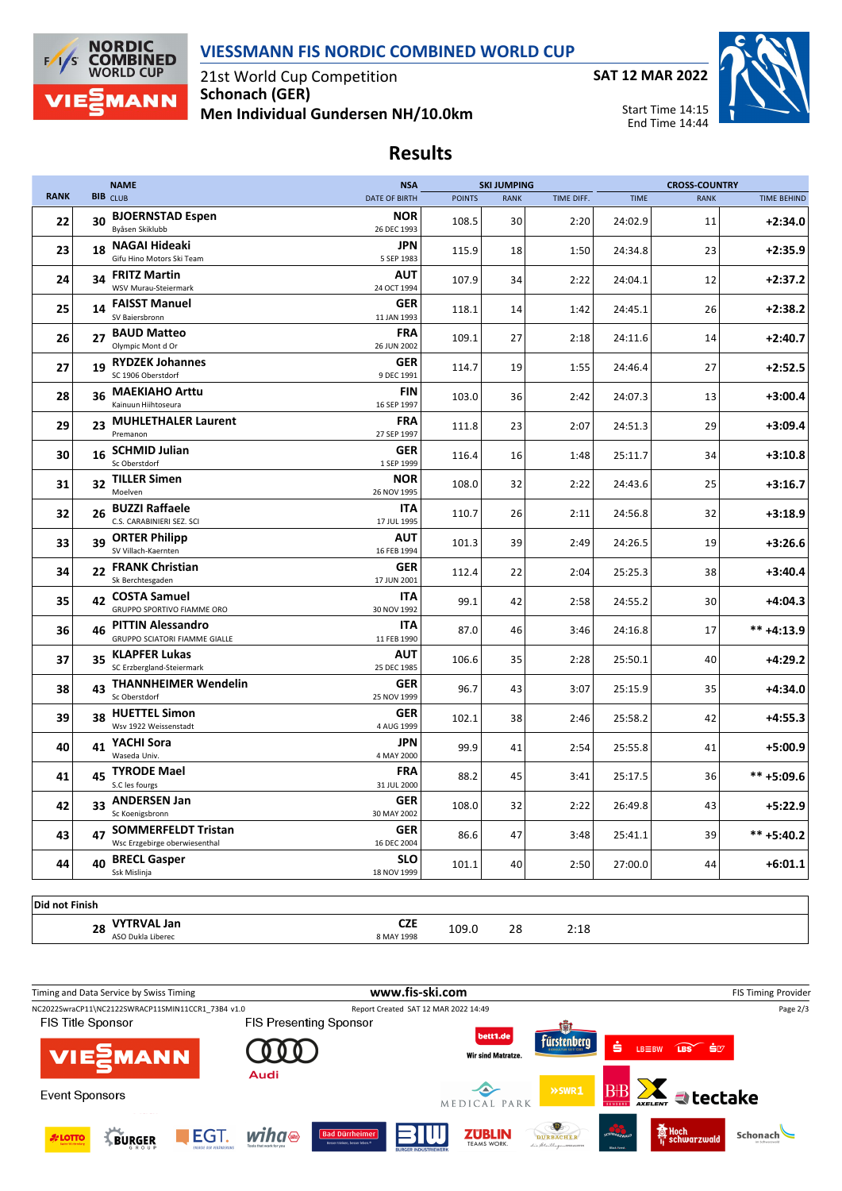# VIESSMANN FIS NORDIC COMBINED WORLD CUP

21st World Cup Competition
**Schonach (GER)**
**Men Individual Gundersen NH/10.0km**

**SAT 12 MAR 2022**

Start Time 14:15
End Time 14:44

## Results

| RANK | BIB | NAME / CLUB | NSA / DATE OF BIRTH | SKI JUMPING POINTS | SKI JUMPING RANK | SKI JUMPING TIME DIFF. | CROSS-COUNTRY TIME | CROSS-COUNTRY RANK | CROSS-COUNTRY TIME BEHIND |
|---|---|---|---|---|---|---|---|---|---|
| 22 | 30 | **BJOERNSTAD Espen** Byåsen Skiklubb | **NOR** 26 DEC 1993 | 108.5 | 30 | 2:20 | 24:02.9 | 11 | **+2:34.0** |
| 23 | 18 | **NAGAI Hideaki** Gifu Hino Motors Ski Team | **JPN** 5 SEP 1983 | 115.9 | 18 | 1:50 | 24:34.8 | 23 | **+2:35.9** |
| 24 | 34 | **FRITZ Martin** WSV Murau-Steiermark | **AUT** 24 OCT 1994 | 107.9 | 34 | 2:22 | 24:04.1 | 12 | **+2:37.2** |
| 25 | 14 | **FAISST Manuel** SV Baiersbronn | **GER** 11 JAN 1993 | 118.1 | 14 | 1:42 | 24:45.1 | 26 | **+2:38.2** |
| 26 | 27 | **BAUD Matteo** Olympic Mont d Or | **FRA** 26 JUN 2002 | 109.1 | 27 | 2:18 | 24:11.6 | 14 | **+2:40.7** |
| 27 | 19 | **RYDZEK Johannes** SC 1906 Oberstdorf | **GER** 9 DEC 1991 | 114.7 | 19 | 1:55 | 24:46.4 | 27 | **+2:52.5** |
| 28 | 36 | **MAEKIAHO Arttu** Kainuun Hiihtoseura | **FIN** 16 SEP 1997 | 103.0 | 36 | 2:42 | 24:07.3 | 13 | **+3:00.4** |
| 29 | 23 | **MUHLETHALER Laurent** Premanon | **FRA** 27 SEP 1997 | 111.8 | 23 | 2:07 | 24:51.3 | 29 | **+3:09.4** |
| 30 | 16 | **SCHMID Julian** Sc Oberstdorf | **GER** 1 SEP 1999 | 116.4 | 16 | 1:48 | 25:11.7 | 34 | **+3:10.8** |
| 31 | 32 | **TILLER Simen** Moelven | **NOR** 26 NOV 1995 | 108.0 | 32 | 2:22 | 24:43.6 | 25 | **+3:16.7** |
| 32 | 26 | **BUZZI Raffaele** C.S. CARABINIERI SEZ. SCI | **ITA** 17 JUL 1995 | 110.7 | 26 | 2:11 | 24:56.8 | 32 | **+3:18.9** |
| 33 | 39 | **ORTER Philipp** SV Villach-Kaernten | **AUT** 16 FEB 1994 | 101.3 | 39 | 2:49 | 24:26.5 | 19 | **+3:26.6** |
| 34 | 22 | **FRANK Christian** Sk Berchtesgaden | **GER** 17 JUN 2001 | 112.4 | 22 | 2:04 | 25:25.3 | 38 | **+3:40.4** |
| 35 | 42 | **COSTA Samuel** GRUPPO SPORTIVO FIAMME ORO | **ITA** 30 NOV 1992 | 99.1 | 42 | 2:58 | 24:55.2 | 30 | **+4:04.3** |
| 36 | 46 | **PITTIN Alessandro** GRUPPO SCIATORI FIAMME GIALLE | **ITA** 11 FEB 1990 | 87.0 | 46 | 3:46 | 24:16.8 | 17 | ** **+4:13.9** |
| 37 | 35 | **KLAPFER Lukas** SC Erzbergland-Steiermark | **AUT** 25 DEC 1985 | 106.6 | 35 | 2:28 | 25:50.1 | 40 | **+4:29.2** |
| 38 | 43 | **THANNHEIMER Wendelin** Sc Oberstdorf | **GER** 25 NOV 1999 | 96.7 | 43 | 3:07 | 25:15.9 | 35 | **+4:34.0** |
| 39 | 38 | **HUETTEL Simon** Wsv 1922 Weissenstadt | **GER** 4 AUG 1999 | 102.1 | 38 | 2:46 | 25:58.2 | 42 | **+4:55.3** |
| 40 | 41 | **YACHI Sora** Waseda Univ. | **JPN** 4 MAY 2000 | 99.9 | 41 | 2:54 | 25:55.8 | 41 | **+5:00.9** |
| 41 | 45 | **TYRODE Mael** S.C les fourgs | **FRA** 31 JUL 2000 | 88.2 | 45 | 3:41 | 25:17.5 | 36 | ** **+5:09.6** |
| 42 | 33 | **ANDERSEN Jan** Sc Koenigsbronn | **GER** 30 MAY 2002 | 108.0 | 32 | 2:22 | 26:49.8 | 43 | **+5:22.9** |
| 43 | 47 | **SOMMERFELDT Tristan** Wsc Erzgebirge oberwiesenthal | **GER** 16 DEC 2004 | 86.6 | 47 | 3:48 | 25:41.1 | 39 | ** **+5:40.2** |
| 44 | 40 | **BRECL Gasper** Ssk Mislinja | **SLO** 18 NOV 1999 | 101.1 | 40 | 2:50 | 27:00.0 | 44 | **+6:01.1** |

**Did not Finish**

| RANK | BIB | NAME / CLUB | NSA / DATE OF BIRTH | SKI JUMPING POINTS | SKI JUMPING RANK | SKI JUMPING TIME DIFF. | CROSS-COUNTRY TIME | CROSS-COUNTRY RANK | CROSS-COUNTRY TIME BEHIND |
|---|---|---|---|---|---|---|---|---|---|
| | 28 | **VYTRVAL Jan** ASO Dukla Liberec | **CZE** 8 MAY 1998 | 109.0 | 28 | 2:18 | | | |

Timing and Data Service by Swiss Timing | www.fis-ski.com | FIS Timing Provider
NC2022SwraCP11\NC2122SWRACP11SMIN11CCR1_73B4 v1.0 | Report Created SAT 12 MAR 2022 14:49

FIS Title Sponsor: VIESSMANN | FIS Presenting Sponsor: Audi

Event Sponsors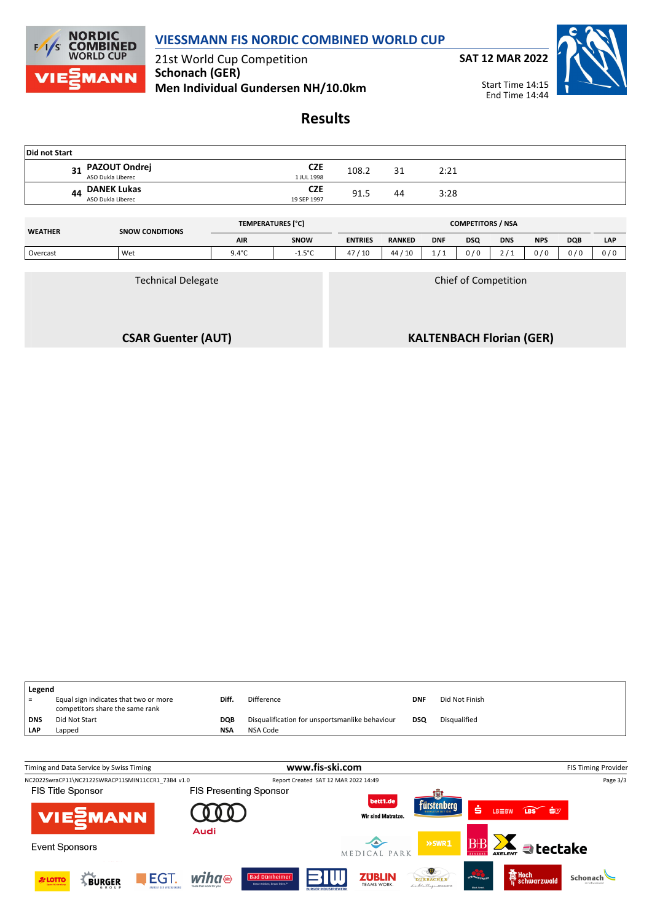# VIESSMANN FIS NORDIC COMBINED WORLD CUP

21st World Cup Competition
**Schonach (GER)**
**Men Individual Gundersen NH/10.0km**

**SAT 12 MAR 2022**

Start Time 14:15
End Time 14:44

## Results

| Did not Start | | | | | | |
|---|---|---|---|---|---|---|
| 31 | **PAZOUT Ondrej** ASO Dukla Liberec | **CZE** 1 JUL 1998 | 108.2 | 31 | 2:21 |
| 44 | **DANEK Lukas** ASO Dukla Liberec | **CZE** 19 SEP 1997 | 91.5 | 44 | 3:28 |

| WEATHER | SNOW CONDITIONS | TEMPERATURES [°C] | | COMPETITORS / NSA | | | | | | | |
|---|---|---|---|---|---|---|---|---|---|---|---|
| | | AIR | SNOW | ENTRIES | RANKED | DNF | DSQ | DNS | NPS | DQB | LAP |
| Overcast | Wet | 9.4°C | -1.5°C | 47 / 10 | 44 / 10 | 1 / 1 | 0 / 0 | 2 / 1 | 0 / 0 | 0 / 0 | 0 / 0 |

| Technical Delegate | Chief of Competition |
|---|---|
| **CSAR Guenter (AUT)** | **KALTENBACH Florian (GER)** |

| Legend | | | | | |
|---|---|---|---|---|---|
| = | Equal sign indicates that two or more competitors share the same rank | Diff. | Difference | DNF | Did Not Finish |
| DNS | Did Not Start | DQB | Disqualification for unsportsmanlike behaviour | DSQ | Disqualified |
| LAP | Lapped | NSA | NSA Code | | |

Timing and Data Service by Swiss Timing — www.fis-ski.com — FIS Timing Provider

NC2022SwraCP11\NC2122SWRACP11SMIN11CCR1_73B4 v1.0 — Report Created SAT 12 MAR 2022 14:49

FIS Title Sponsor — FIS Presenting Sponsor — Event Sponsors